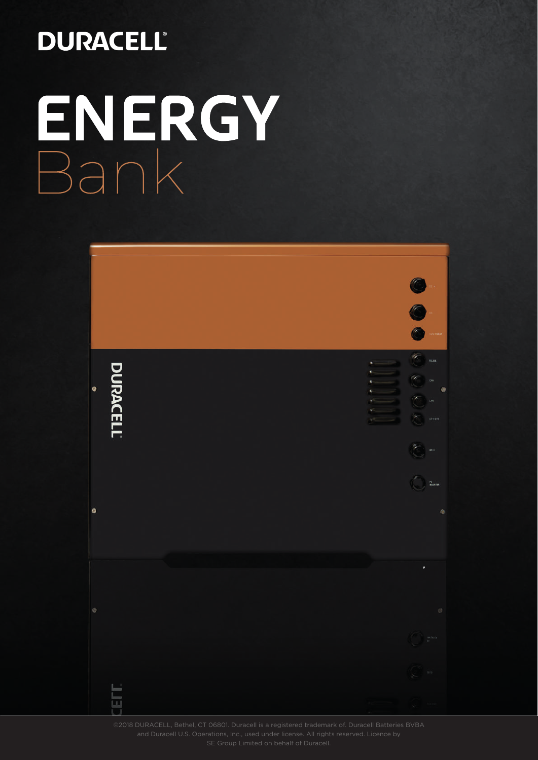# DURACELL®

# ENERGY Bank

©2018 DURACELL, Bethel, CT 06801. Duracell is a registered trademark of. Duracell Batteries BVBA and Duracell U.S. Operations, Inc., used under license. All rights reserved. Licence by SE Group Limited on behalf of Duracell.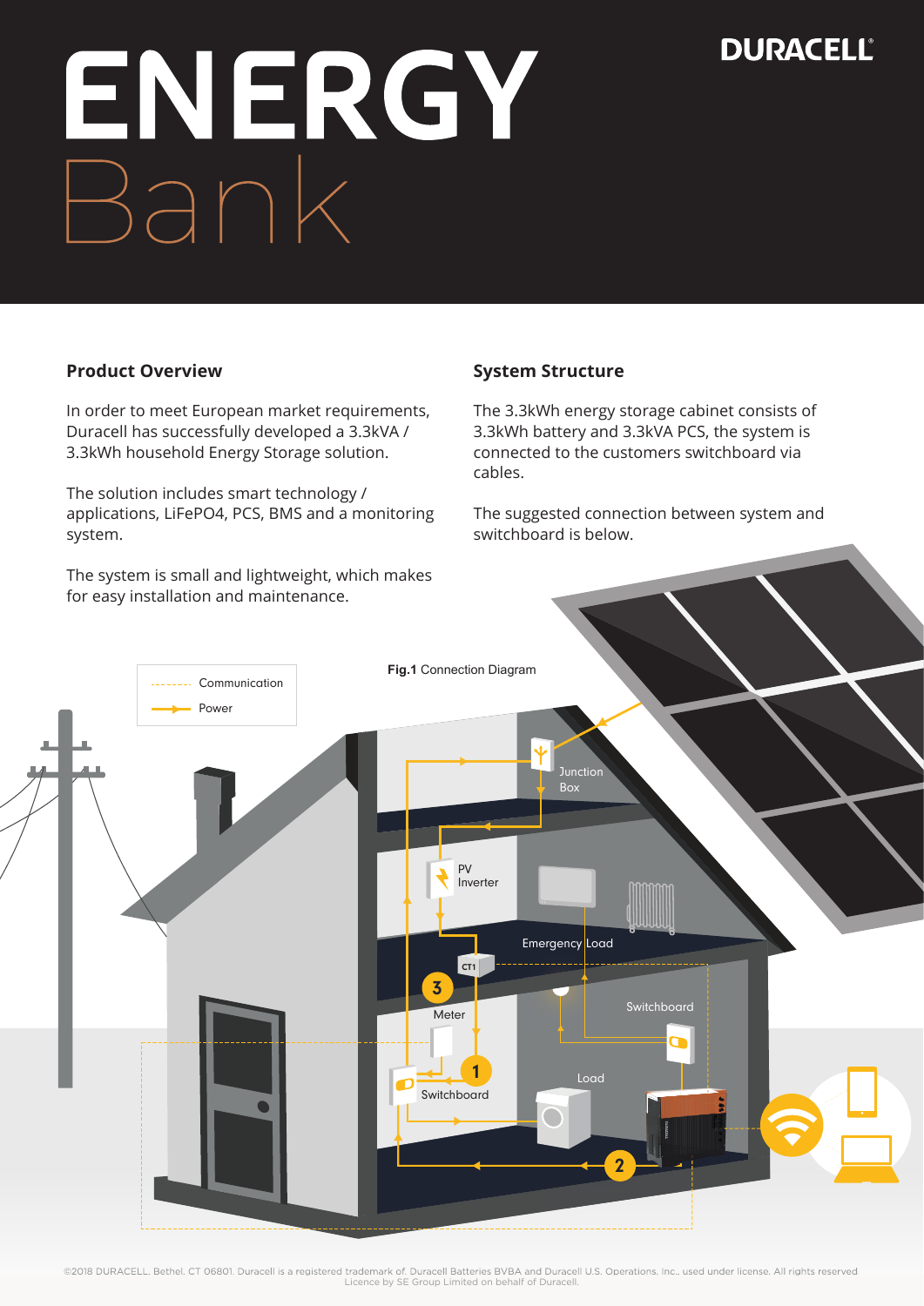# ENERGY Bank

DURACELL

## Product Overview

In order to meet European market requirements, Duracell has successfully developed a 3.3kVA / 3.3kWh household Energy Storage solution.

The solution includes smart technology / applications, LiFePO4, PCS, BMS and a monitoring system.

The system is small and lightweight, which makes for easy installation and maintenance.

## System Structure

The 3.3kWh energy storage cabinet consists of 3.3kWh battery and 3.3kVA PCS, the system is connected to the customers switchboard via cables.

The suggested connection between system and switchboard is below.

**Fig.1** Connection Diagram

Communication
Power

Junction Box
PV Inverter
Emergency Load
CT1
3
Meter
Switchboard
1
Switchboard
Load
2

©2018 DURACELL. Bethel, CT 06801. Duracell is a registered trademark of Duracell Batteries BVBA and Duracell U.S. Operations, Inc., used under license. All rights reserved
Licence by SE Group Limited on behalf of Duracell.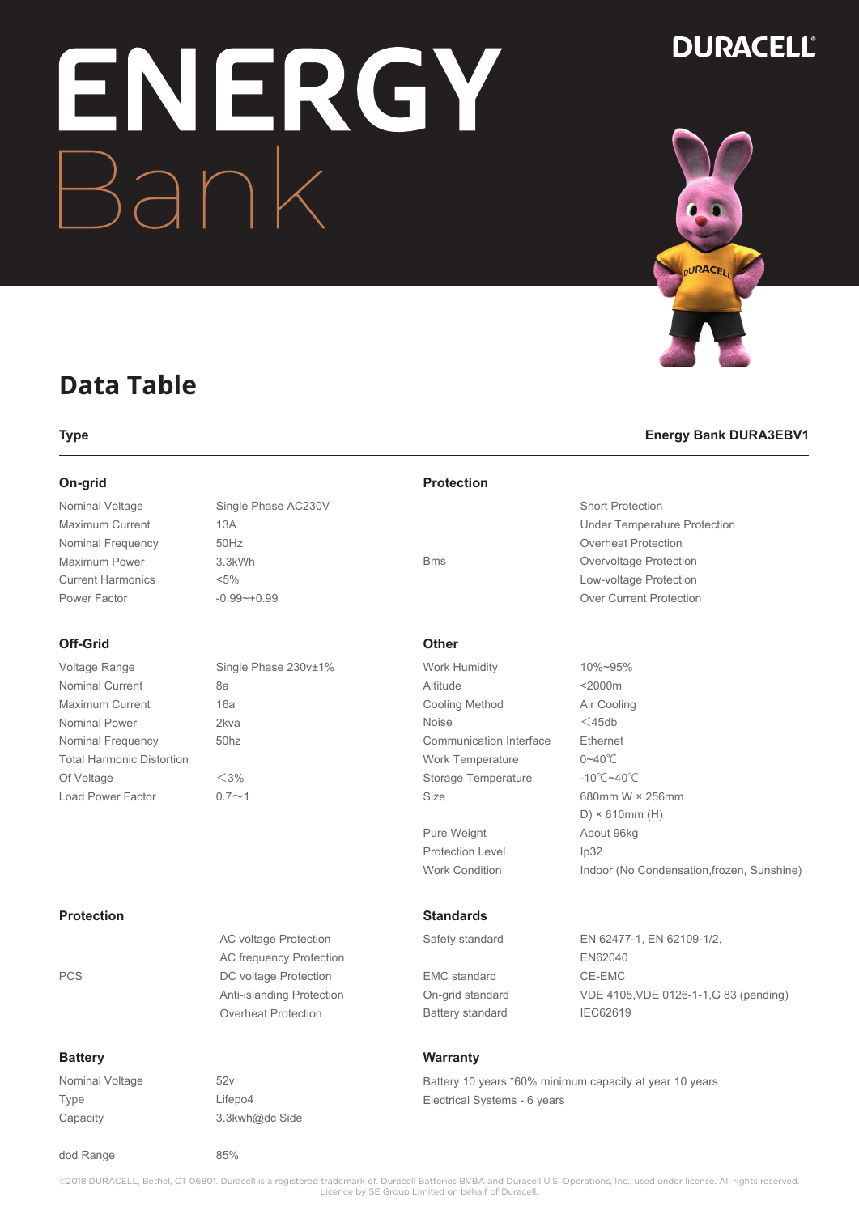# ENERGY Bank

DURACELL

## Data Table

| Type | Energy Bank DURA3EBV1 |
|---|---|

### On-grid

| | |
|---|---|
| Nominal Voltage | Single Phase AC230V |
| Maximum Current | 13A |
| Nominal Frequency | 50Hz |
| Maximum Power | 3.3kWh |
| Current Harmonics | <5% |
| Power Factor | -0.99~+0.99 |

### Off-Grid

| | |
|---|---|
| Voltage Range | Single Phase 230v±1% |
| Nominal Current | 8a |
| Maximum Current | 16a |
| Nominal Power | 2kva |
| Nominal Frequency | 50hz |
| Total Harmonic Distortion Of Voltage | ＜3% |
| Load Power Factor | 0.7～1 |

### Protection

| | |
|---|---|
| PCS | AC voltage Protection<br>AC frequency Protection<br>DC voltage Protection<br>Anti-islanding Protection<br>Overheat Protection |

### Battery

| | |
|---|---|
| Nominal Voltage | 52v |
| Type | Lifepo4 |
| Capacity | 3.3kwh@dc Side |
| dod Range | 85% |

### Protection

| | |
|---|---|
| Bms | Short Protection<br>Under Temperature Protection<br>Overheat Protection<br>Overvoltage Protection<br>Low-voltage Protection<br>Over Current Protection |

### Other

| | |
|---|---|
| Work Humidity | 10%~95% |
| Altitude | <2000m |
| Cooling Method | Air Cooling |
| Noise | ＜45db |
| Communication Interface | Ethernet |
| Work Temperature | 0~40℃ |
| Storage Temperature | -10℃~40℃ |
| Size | 680mm W × 256mm D) × 610mm (H) |
| Pure Weight | About 96kg |
| Protection Level | Ip32 |
| Work Condition | Indoor (No Condensation,frozen, Sunshine) |

### Standards

| | |
|---|---|
| Safety standard | EN 62477-1, EN 62109-1/2, EN62040 |
| EMC standard | CE-EMC |
| On-grid standard | VDE 4105,VDE 0126-1-1,G 83 (pending) |
| Battery standard | IEC62619 |

### Warranty

Battery 10 years *60% minimum capacity at year 10 years

Electrical Systems - 6 years

©2018 DURACELL, Bethel, CT 06801. Duracell is a registered trademark of. Duracell Batteries BVBA and Duracell U.S. Operations, Inc., used under license. All rights reserved. Licence by SE Group Limited on behalf of Duracell.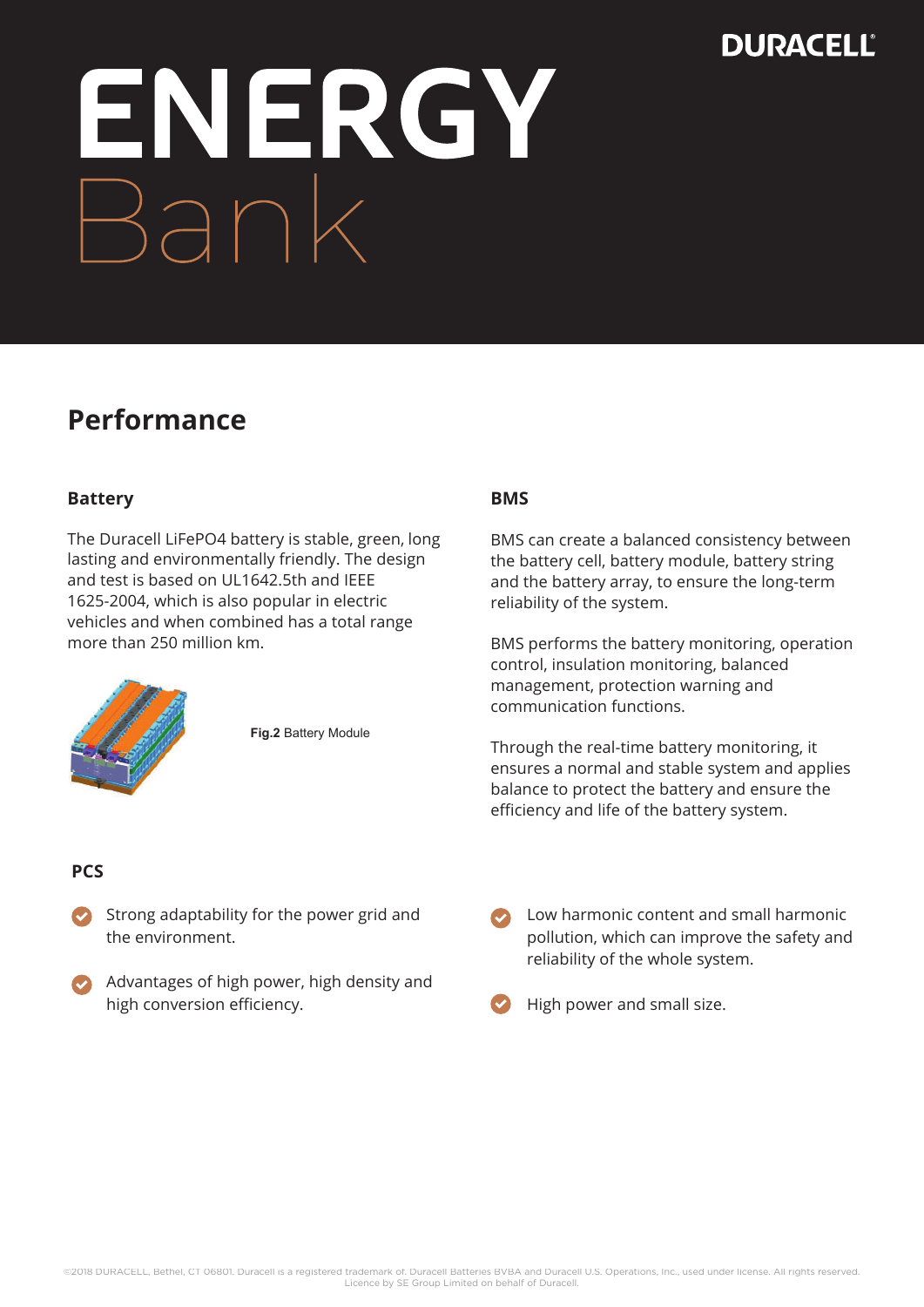DURACELL

# ENERGY Bank

## Performance

### Battery

The Duracell $LiFePO_4$ battery is stable, green, long lasting and environmentally friendly. The design and test is based on UL1642.5th and IEEE 1625-2004, which is also popular in electric vehicles and when combined has a total range more than 250 million km.

**Fig.2** Battery Module

### BMS

BMS can create a balanced consistency between the battery cell, battery module, battery string and the battery array, to ensure the long-term reliability of the system.

BMS performs the battery monitoring, operation control, insulation monitoring, balanced management, protection warning and communication functions.

Through the real-time battery monitoring, it ensures a normal and stable system and applies balance to protect the battery and ensure the efficiency and life of the battery system.

### PCS

- Strong adaptability for the power grid and the environment.
- Advantages of high power, high density and high conversion efficiency.
- Low harmonic content and small harmonic pollution, which can improve the safety and reliability of the whole system.
- High power and small size.

©2018 DURACELL, Bethel, CT 06801. Duracell is a registered trademark of. Duracell Batteries BVBA and Duracell U.S. Operations, Inc., used under license. All rights reserved. Licence by SE Group Limited on behalf of Duracell.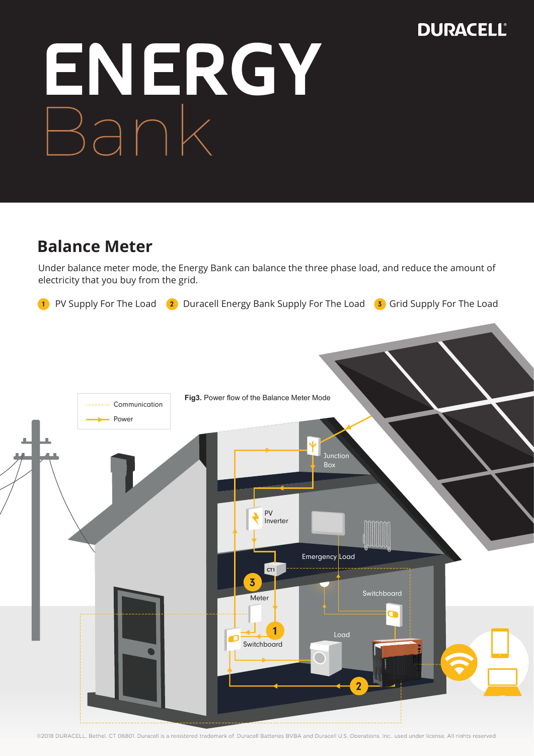# ENERGY Bank

## Balance Meter

Under balance meter mode, the Energy Bank can balance the three phase load, and reduce the amount of electricity that you buy from the grid.

1 PV Supply For The Load  2 Duracell Energy Bank Supply For The Load  3 Grid Supply For The Load

Communication

Power

**Fig3.** Power flow of the Balance Meter Mode

Junction Box

PV Inverter

Emergency Load

CT1

Meter

Switchboard

Switchboard

Load

©2018 DURACELL. Bethel, CT 06801. Duracell is a registered trademark of. Duracell Batteries BVBA and Duracell U.S. Operations, Inc., used under license. All rights reserved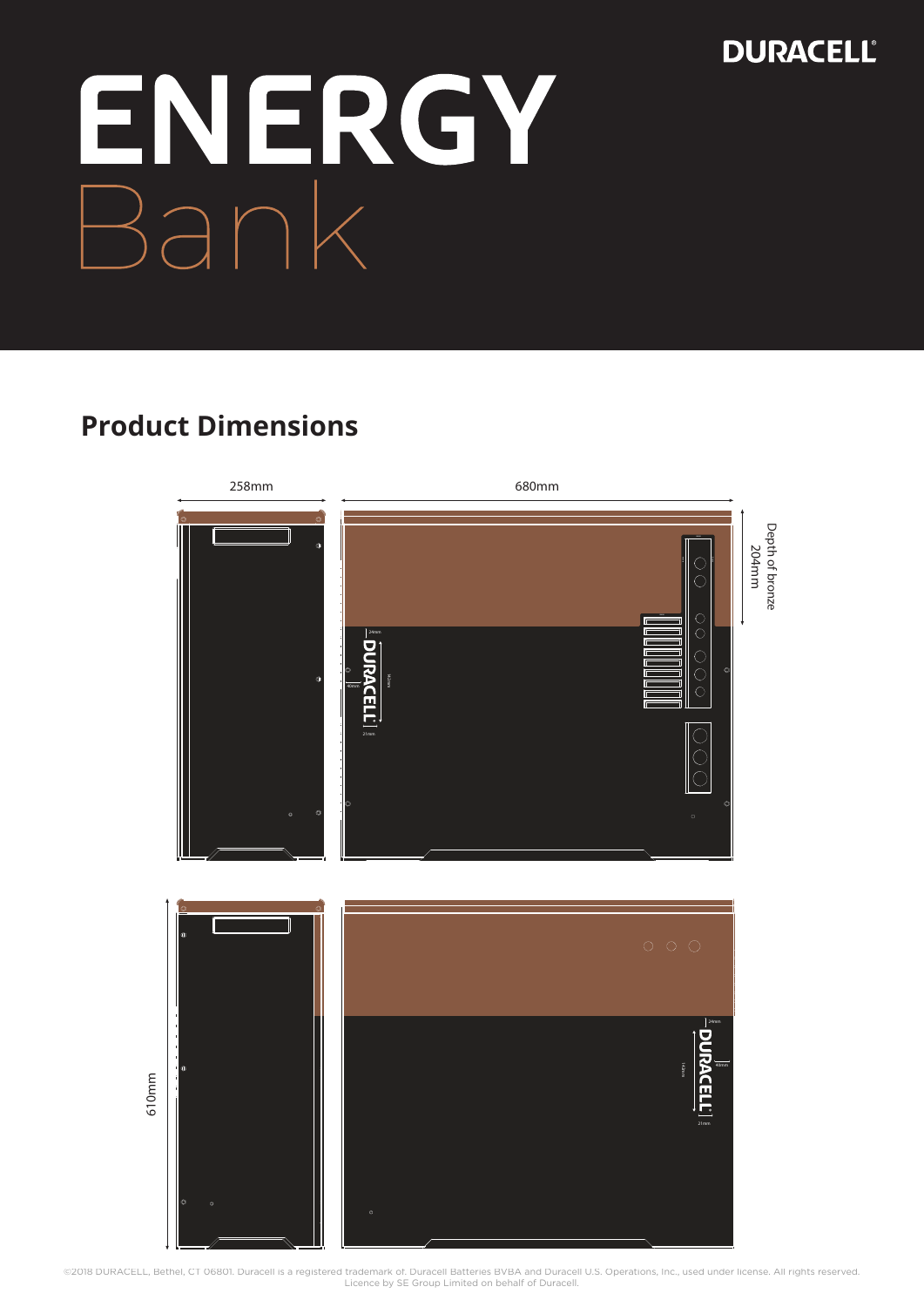DURACELL

# ENERGY Bank

## Product Dimensions

258mm

680mm

Depth of bronze 204mm

610mm

©2018 DURACELL, Bethel, CT 06801. Duracell is a registered trademark of. Duracell Batteries BVBA and Duracell U.S. Operations, Inc., used under license. All rights reserved. Licence by SE Group Limited on behalf of Duracell.